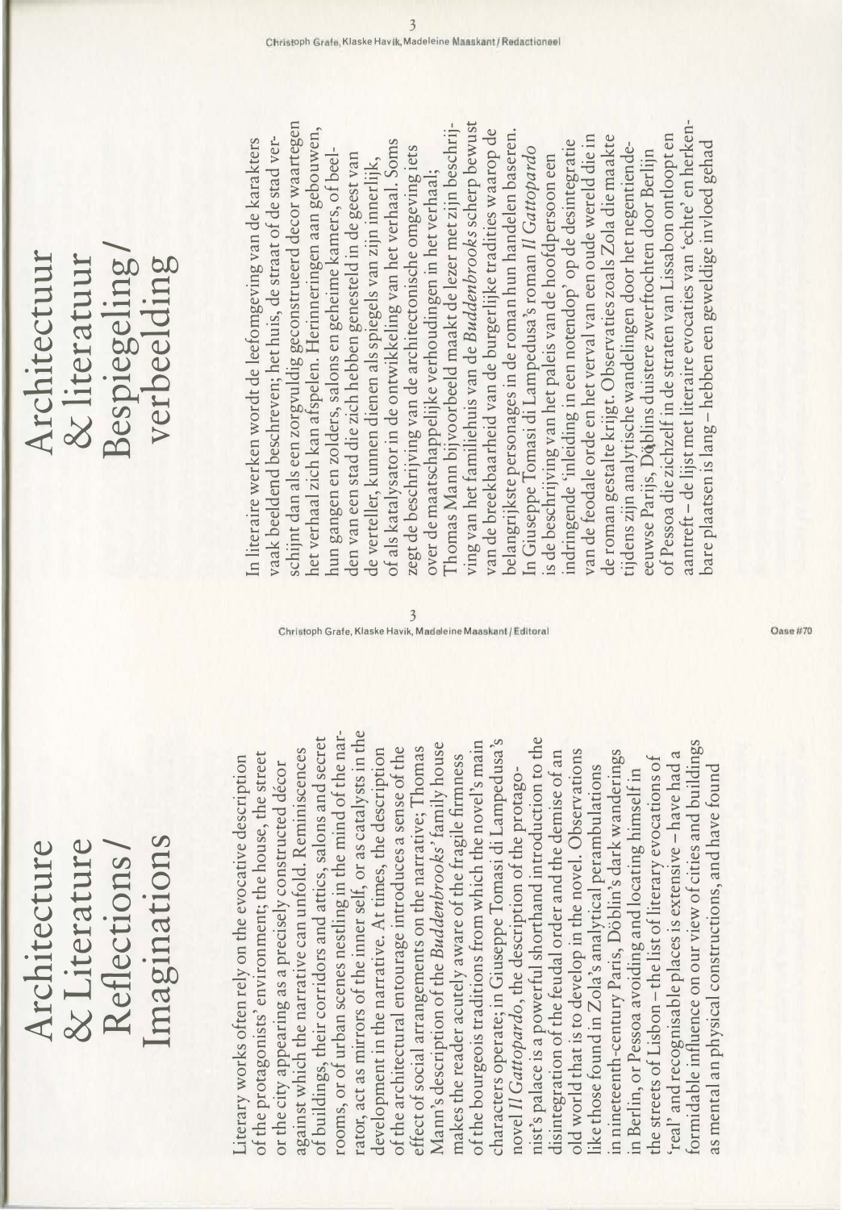# Architecture & Literature Reflections / Imaginations

Literary works often rely on the evocative description of the protagonists' environment; the house, the street or the city appearing as a precisely constructed décor against which the narrative can unfold. Reminiscences of buildings, their corridors and attics, salons and secret rooms, or of urban scenes nestling in the mind of the narrator, act as mirrors of the inner self, or as catalysts in the development in the narrative. At times, the description of the architectural entourage introduces a sense of the effect of social arrangements on the narrative; Thomas Mann's description of the *Buddenbrooks'* family house makes the reader acutely aware of the fragile firmness of the bourgeois traditions from which the novel's main characters operate; in Giuseppe Tomasi di Lampedusa's novel *Il Gattopardo*, the description of the protagonist's palace is a powerful shorthand introduction to the disintegration of the feudal order and the demise of an old world that is to develop in the novel. Observations like those found in Zola's analytical perambulations in nineteenth-century Paris, Döblin's dark wanderings in Berlin, or Pessoa avoiding and locating himself in the streets of Lisbon – the list of literary evocations of 'real' and recognisable places is extensive – have had a formidable influence on our view of cities and buildings as mental an physical constructions, and have found

# Architectuur & literatuur Bespiegeling / verbeelding

In literaire werken wordt de leefomgeving van de karakters vaak beeldend beschreven; het huis, de straat of de stad verschijnt dan als een zorgvuldig geconstrueerd decor waartegen het verhaal zich kan afspelen. Herinneringen aan gebouwen, hun gangen en zolders, salons en geheime kamers, of beelden van een stad die zich hebben genesteld in de geest van de verteller, kunnen dienen als spiegels van zijn innerlijk, of als katalysator in de ontwikkeling van het verhaal. Soms zegt de beschrijving van de architectonische omgeving iets over de maatschappelijke verhoudingen in het verhaal; Thomas Mann bijvoorbeeld maakt de lezer met zijn beschrijving van het familiehuis van de *Buddenbrooks* scherp bewust van de breekbaarheid van de burgerlijke tradities waarop de belangrijkste personages in de roman hun handelen baseren. In Giuseppe Tomasi di Lampedusa's roman *Il Gattopardo* is de beschrijving van het paleis van de hoofdpersoon een indringende 'inleiding in een notendop' op de desintegratie van de feodale orde en het verval van een oude wereld die in de roman gestalte krijgt. Observaties zoals Zola die maakte tijdens zijn analytische wandelingen door het negentiende-eeuwse Parijs, Döblins duistere zwerftochten door Berlijn of Pessoa die zichzelf in de straten van Lissabon ontloopt en aantreft – de lijst met literaire evocaties van 'echte' en herkenbare plaatsen is lang – hebben een geweldige invloed gehad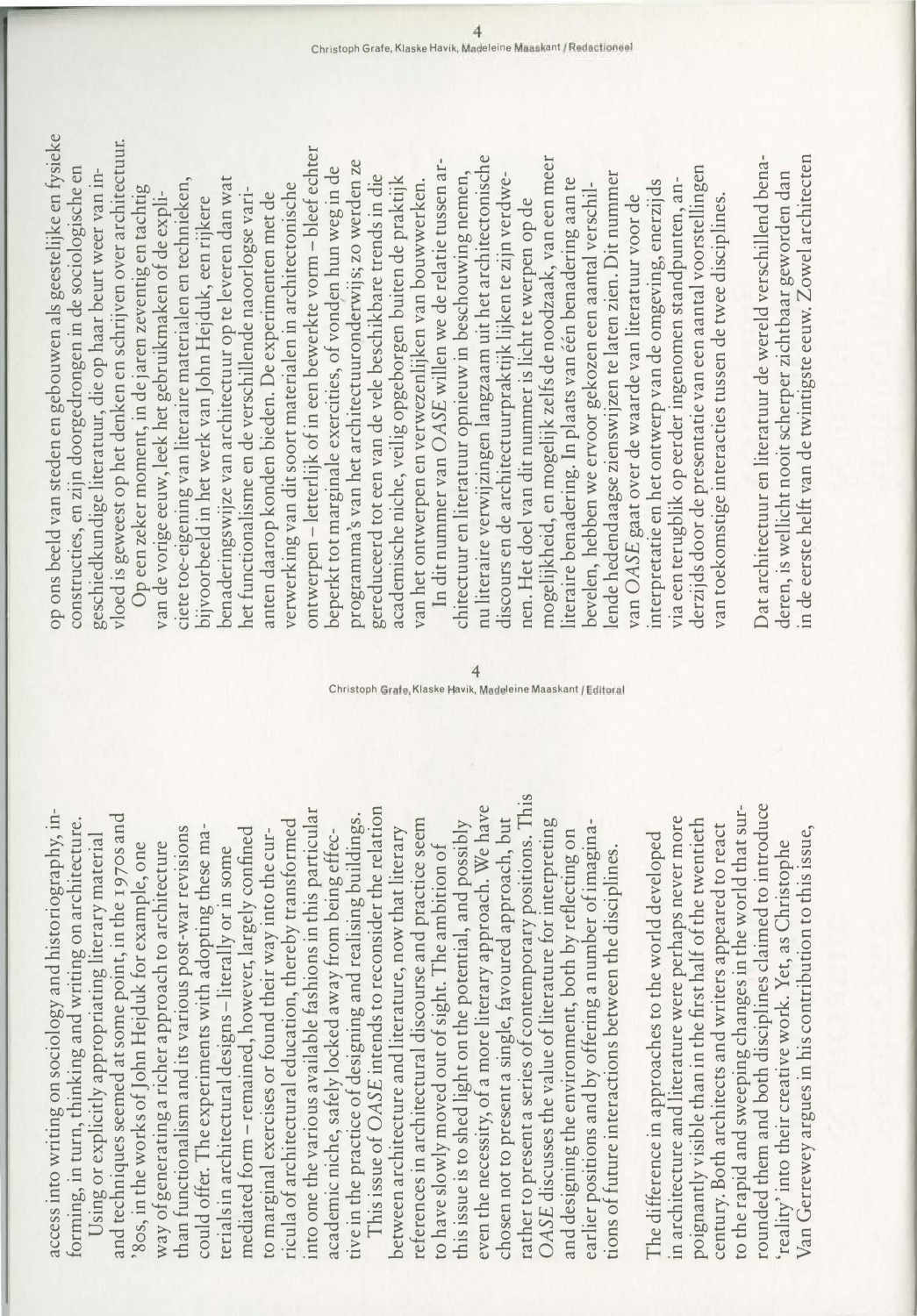access into writing on sociology and historiography, informing, in turn, thinking and writing on architecture.

Using or explicitly appropriating literary material and techniques seemed at some point, in the 1970s and '80s, in the works of John Hejduk for example, one way of generating a richer approach to architecture than functionalism and its various post-war revisions could offer. The experiments with adopting these materials in architectural designs – literally or in some mediated form – remained, however, largely confined to marginal exercises or found their way into the curricula of architectural education, thereby transformed into one the various available fashions in this particular academic niche, safely locked away from being effective in the practice of designing and realising buildings.

This issue of *OASE* intends to reconsider the relation between architecture and literature, now that literary references in architectural discourse and practice seem to have slowly moved out of sight. The ambition of this issue is to shed light on the potential, and possibly even the necessity, of a more literary approach. We have chosen not to present a single, favoured approach, but rather to present a series of contemporary positions. This *OASE* discusses the value of literature for interpreting and designing the environment, both by reflecting on earlier positions and by offering a number of imaginations of future interactions between the disciplines.

The difference in approaches to the world developed in architecture and literature were perhaps never more poignantly visible than in the first half of the twentieth century. Both architects and writers appeared to react to the rapid and sweeping changes in the world that surrounded them and both disciplines claimed to introduce 'reality' into their creative work. Yet, as Christophe Van Gerrewey argues in his contribution to this issue,

op ons beeld van steden en gebouwen als geestelijke en fysieke constructies, en zijn doorgedrongen in de sociologische en geschiedkundige literatuur, die op haar beurt weer van invloed is geweest op het denken en schrijven over architectuur.

Op een zeker moment, in de jaren zeventig en tachtig van de vorige eeuw, leek het gebruikmaken of de expliciete toe-eigening van literaire materialen en technieken, bijvoorbeeld in het werk van John Hejduk, een rijkere benaderingswijze van architectuur op te leveren dan wat het functionalisme en de verschillende naoorlogse varianten daarop konden bieden. De experimenten met de verwerking van dit soort materialen in architectonische ontwerpen – letterlijk of in een bewerkte vorm – bleef echter beperkt tot marginale exercities, of vonden hun weg in de programma's van het architectuuronderwijs; zo werden ze gereduceerd tot een van de vele beschikbare trends in die academische niche, veilig opgeborgen buiten de praktijk van het ontwerpen en verwezenlijken van bouwwerken.

In dit nummer van *OASE* willen we de relatie tussen architectuur en literatuur opnieuw in beschouwing nemen, nu literaire verwijzingen langzaam uit het architectonische discours en de architectuurpraktijk lijken te zijn verdwenen. Het doel van dit nummer is licht te werpen op de mogelijkheid, en mogelijk zelfs de noodzaak, van een meer literaire benadering. In plaats van één benadering aan te bevelen, hebben we ervoor gekozen een aantal verschillende hedendaagse zienswijzen te laten zien. Dit nummer van *OASE* gaat over de waarde van literatuur voor de interpretatie en het ontwerp van de omgeving, enerzijds via een terugblik op eerder ingenomen standpunten, anderzijds door de presentatie van een aantal voorstellingen van toekomstige interacties tussen de twee disciplines.

Dat architectuur en literatuur de wereld verschillend benaderen, is wellicht nooit scherper zichtbaar geworden dan in de eerste helft van de twintigste eeuw. Zowel architecten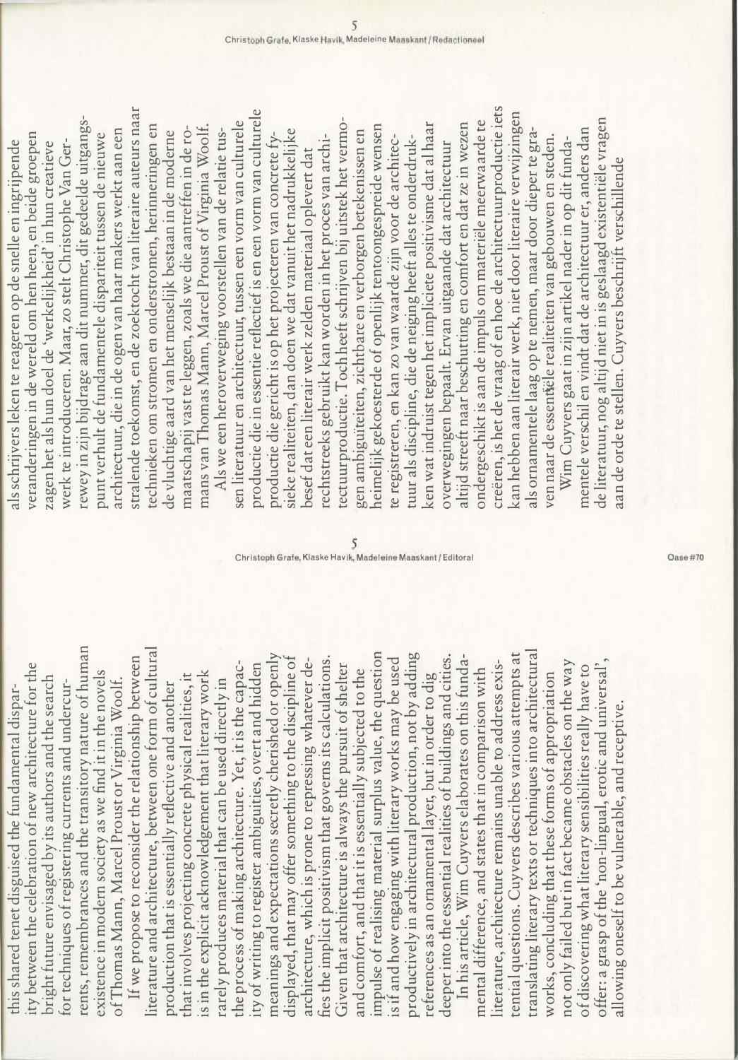this shared tenet disguised the fundamental disparity between the celebration of new architecture for the bright future envisaged by its authors and the search for techniques of registering currents and undercurrents, remembrances and the transitory nature of human existence in modern society as we find it in the novels of Thomas Mann, Marcel Proust or Virginia Woolf.

If we propose to reconsider the relationship between literature and architecture, between one form of cultural production that is essentially reflective and another that involves projecting concrete physical realities, it is in the explicit acknowledgement that literary work rarely produces material that can be used directly in the process of making architecture. Yet, it is the capacity of writing to register ambiguities, overt and hidden meanings and expectations secretly cherished or openly displayed, that may offer something to the discipline of architecture, which is prone to repressing whatever defies the implicit positivism that governs its calculations. Given that architecture is always the pursuit of shelter and comfort, and that it is essentially subjected to the impulse of realising material surplus value, the question is if and how engaging with literary works may be used productively in architectural production, not by adding references as an ornamental layer, but in order to dig deeper into the essential realities of buildings and cities.

In his article, Wim Cuyvers elaborates on this fundamental difference, and states that in comparison with literature, architecture remains unable to address existential questions. Cuyvers describes various attempts at translating literary texts or techniques into architectural works, concluding that these forms of appropriation not only failed but in fact became obstacles on the way of discovering what literary sensibilities really have to offer: a grasp of the 'non-lingual, erotic and universal', allowing oneself to be vulnerable, and receptive.

als schrijvers leken te reageren op de snelle en ingrijpende veranderingen in de wereld om hen heen, en beide groepen zagen het als hun doel de 'werkelijkheid' in hun creatieve werk te introduceren. Maar, zo stelt Christophe Van Gerrewey in zijn bijdrage aan dit nummer, dit gedeelde uitgangspunt verhult de fundamentele dispariteit tussen de nieuwe architectuur, die in de ogen van haar makers werkt aan een stralende toekomst, en de zoektocht van literaire auteurs naar technieken om stromen en onderstromen, herinneringen en de vluchtige aard van het menselijk bestaan in de moderne maatschappij vast te leggen, zoals we die aantreffen in de romans van Thomas Mann, Marcel Proust of Virginia Woolf.

Als we een heroverweging voorstellen van de relatie tussen literatuur en architectuur, tussen een vorm van culturele productie die in essentie reflectief is en een vorm van culturele productie die gericht is op het projecteren van concrete fysieke realiteiten, dan doen we dat vanuit het nadrukkelijke besef dat een literair werk zelden materiaal oplevert dat rechtstreeks gebruikt kan worden in het proces van architectuurproductie. Toch heeft schrijven bij uitstek het vermogen ambiguïteiten, zichtbare en verborgen betekenissen en heimelijk gekoesterde of openlijk tentoongespreide wensen te registreren, en kan zo van waarde zijn voor de architectuur als discipline, die de neiging heeft alles te onderdrukken wat indruist tegen het impliciete positivisme dat al haar overwegingen bepaalt. Ervan uitgaande dat architectuur altijd streeft naar beschutting en comfort en dat ze in wezen ondergeschikt is aan de impuls om materiële meerwaarde te creëren, is het de vraag of en hoe de architectuurproductie iets kan hebben aan literair werk, niet door literaire verwijzingen als ornamentele laag op te nemen, maar door dieper te graven naar de essentiële realiteiten van gebouwen en steden.

Wim Cuyvers gaat in zijn artikel nader in op dit fundamentele verschil en vindt dat de architectuur er, anders dan de literatuur, nog altijd niet in is geslaagd existentiële vragen aan de orde te stellen. Cuyvers beschrijft verschillende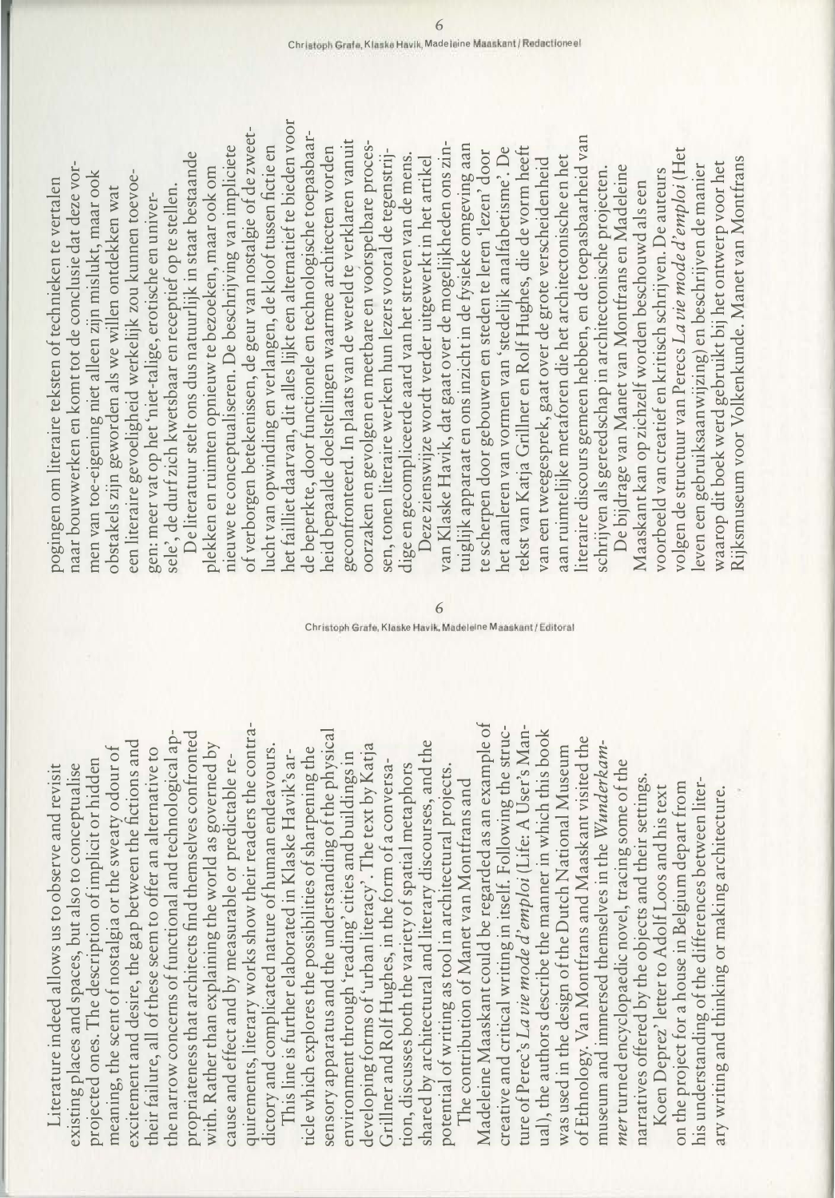Literature indeed allows us to observe and revisit existing places and spaces, but also to conceptualise projected ones. The description of implicit or hidden meaning, the scent of nostalgia or the sweaty odour of excitement and desire, the gap between the fictions and their failure, all of these seem to offer an alternative to the narrow concerns of functional and technological appropriateness that architects find themselves confronted with. Rather than explaining the world as governed by cause and effect and by measurable or predictable requirements, literary works show their readers the contradictory and complicated nature of human endeavours.

This line is further elaborated in Klaske Havik's article which explores the possibilities of sharpening the sensory apparatus and the understanding of the physical environment through 'reading' cities and buildings in developing forms of 'urban literacy'. The text by Katja Grillner and Rolf Hughes, in the form of a conversation, discusses both the variety of spatial metaphors shared by architectural and literary discourses, and the potential of writing as tool in architectural projects.

The contribution of Manet van Montfrans and Madeleine Maaskant could be regarded as an example of creative and critical writing in itself. Following the structure of Perec's *La vie mode d'emploi* (Life: A User's Manual), the authors describe the manner in which this book was used in the design of the Dutch National Museum of Ethnology. Van Montfrans and Maaskant visited the museum and immersed themselves in the *Wunderkammer* turned encyclopaedic novel, tracing some of the narratives offered by the objects and their settings.

Koen Deprez' letter to Adolf Loos and his text on the project for a house in Belgium depart from his understanding of the differences between literary writing and thinking or making architecture.

pogingen om literaire teksten of technieken te vertalen naar bouwwerken en komt tot de conclusie dat deze vormen van toe-eigening niet alleen zijn mislukt, maar ook obstakels zijn geworden als we willen ontdekken wat een literaire gevoeligheid werkelijk zou kunnen toevoegen: meer vat op het 'niet-talige, erotische en universele', de durf zich kwetsbaar en receptief op te stellen.

De literatuur stelt ons dus natuurlijk in staat bestaande plekken en ruimten opnieuw te bezoeken, maar ook om nieuwe te conceptualiseren. De beschrijving van impliciete of verborgen betekenissen, de geur van nostalgie of de zweetlucht van opwinding en verlangen, de kloof tussen fictie en het failliet daarvan, dit alles lijkt een alternatief te bieden voor de beperkte, door functionele en technologische toepasbaarheid bepaalde doelstellingen waarmee architecten worden geconfronteerd. In plaats van de wereld te verklaren vanuit oorzaken en gevolgen en meetbare en voorspelbare processen, tonen literaire werken hun lezers vooral de tegenstrijdige en gecompliceerde aard van het streven van de mens.

Deze zienswijze wordt verder uitgewerkt in het artikel van Klaske Havik, dat gaat over de mogelijkheden ons zintuiglijk apparaat en ons inzicht in de fysieke omgeving aan te scherpen door gebouwen en steden te leren 'lezen' door het aanleren van vormen van 'stedelijk analfabetisme'. De tekst van Katja Grillner en Rolf Hughes, die de vorm heeft van een tweegesprek, gaat over de grote verscheidenheid aan ruimtelijke metaforen die het architectonische en het literaire discours gemeen hebben, en de toepasbaarheid van schrijven als gereedschap in architectonische projecten.

De bijdrage van Manet van Montfrans en Madeleine Maaskant kan op zichzelf worden beschouwd als een voorbeeld van creatief en kritisch schrijven. De auteurs volgen de structuur van Perecs *La vie mode d'emploi* (Het leven een gebruiksaanwijzing) en beschrijven de manier waarop dit boek werd gebruikt bij het ontwerp voor het Rijksmuseum voor Volkenkunde. Manet van Montfrans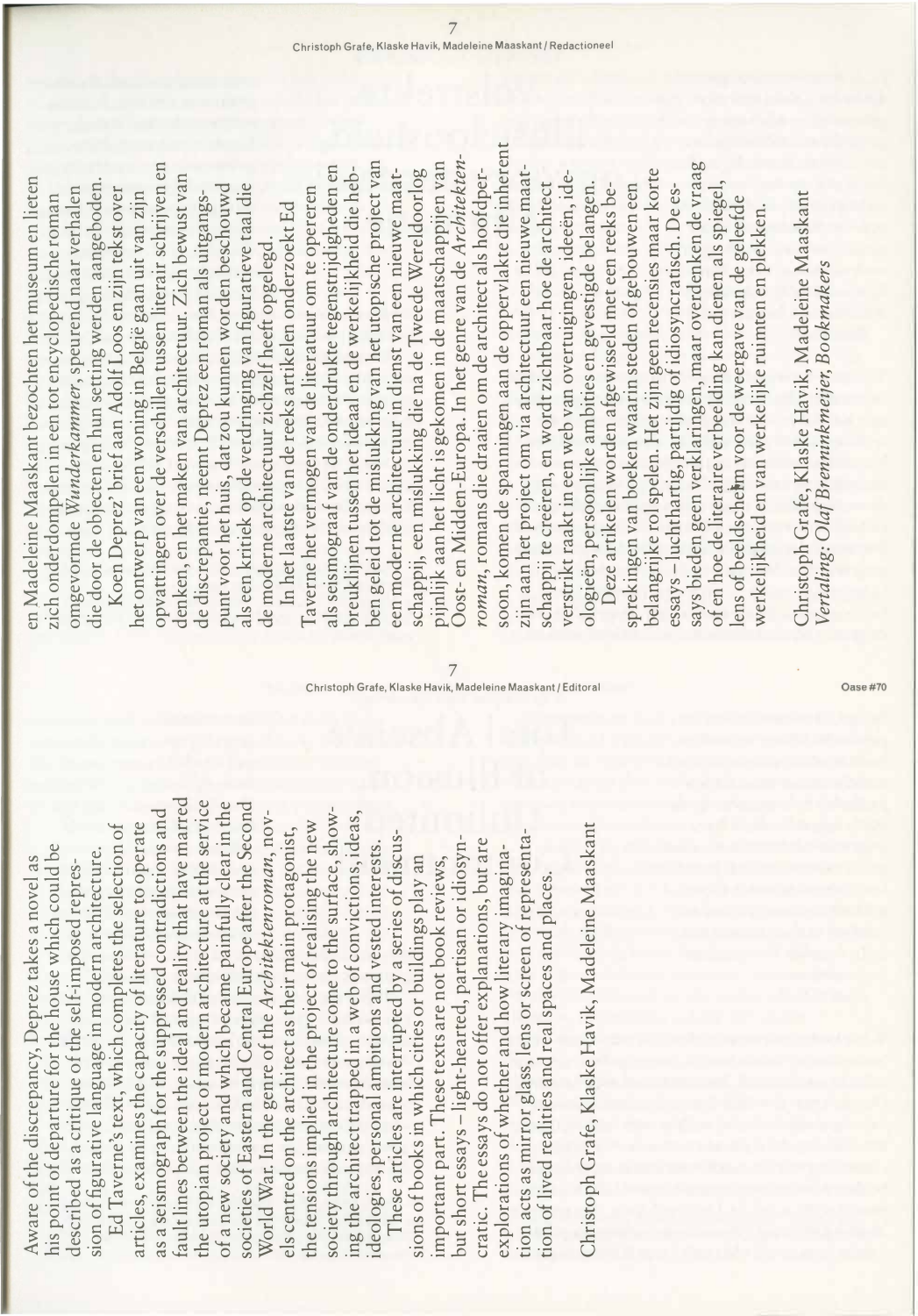Aware of the discrepancy, Deprez takes a novel as his point of departure for the house which could be described as a critique of the self-imposed repression of figurative language in modern architecture.

Ed Taverne's text, which completes the selection of articles, examines the capacity of literature to operate as a seismograph for the suppressed contradictions and fault lines between the ideal and reality that have marred the utopian project of modern architecture at the service of a new society and which became painfully clear in the societies of Eastern and Central Europe after the Second World War. In the genre of the *Architektenroman*, novels centred on the architect as their main protagonist, the tensions implied in the project of realising the new society through architecture come to the surface, showing the architect trapped in a web of convictions, ideas, ideologies, personal ambitions and vested interests.

These articles are interrupted by a series of discussions of books in which cities or buildings play an important part. These texts are not book reviews, but short essays – light-hearted, partisan or idiosyncratic. The essays do not offer explanations, but are explorations of whether and how literary imagination acts as mirror glass, lens or screen of representation of lived realities and real spaces and places.

Christoph Grafe, Klaske Havik, Madeleine Maaskant

en Madeleine Maaskant bezochten het museum en lieten zich onderdompelen in een tot encyclopedische roman omgevormde *Wunderkammer*, speurend naar verhalen die door de objecten en hun setting werden aangeboden.

Koen Deprez' brief aan Adolf Loos en zijn tekst over het ontwerp van een woning in België gaan uit van zijn opvattingen over de verschillen tussen literair schrijven en denken, en het maken van architectuur. Zich bewust van de discrepantie, neemt Deprez een roman als uitgangspunt voor het huis, dat zou kunnen worden beschouwd als een kritiek op de verdringing van figuratieve taal die de moderne architectuur zichzelf heeft opgelegd.

In het laatste van de reeks artikelen onderzoekt Ed Taverne het vermogen van de literatuur om te opereren als seismograaf van de onderdrukte tegenstrijdigheden en breuklijnen tussen het ideaal en de werkelijkheid die hebben geleid tot de mislukking van het utopische project van een moderne architectuur in dienst van een nieuwe maatschappij, een mislukking die na de Tweede Wereldoorlog pijnlijk aan het licht is gekomen in de maatschappijen van Oost- en Midden-Europa. In het genre van de *Architektenroman*, romans die draaien om de architect als hoofdpersoon, komen de spanningen aan de oppervlakte die inherent zijn aan het project om via architectuur een nieuwe maatschappij te creëren, en wordt zichtbaar hoe de architect verstrikt raakt in een web van overtuigingen, ideeën, ideologieën, persoonlijke ambities en gevestigde belangen.

Deze artikelen worden afgewisseld met een reeks besprekingen van boeken waarin steden of gebouwen een belangrijke rol spelen. Het zijn geen recensies maar korte essays – luchthartig, partijdig of idiosyncratisch. De essays bieden geen verklaringen, maar overdenken de vraag of en hoe de literaire verbeelding kan dienen als spiegel, lens of beeldscherm voor de weergave van de geleefde werkelijkheid en van werkelijke ruimten en plekken.

Christoph Grafe, Klaske Havik, Madeleine Maaskant
*Vertaling: Olaf Brenninkmeijer, Bookmakers*